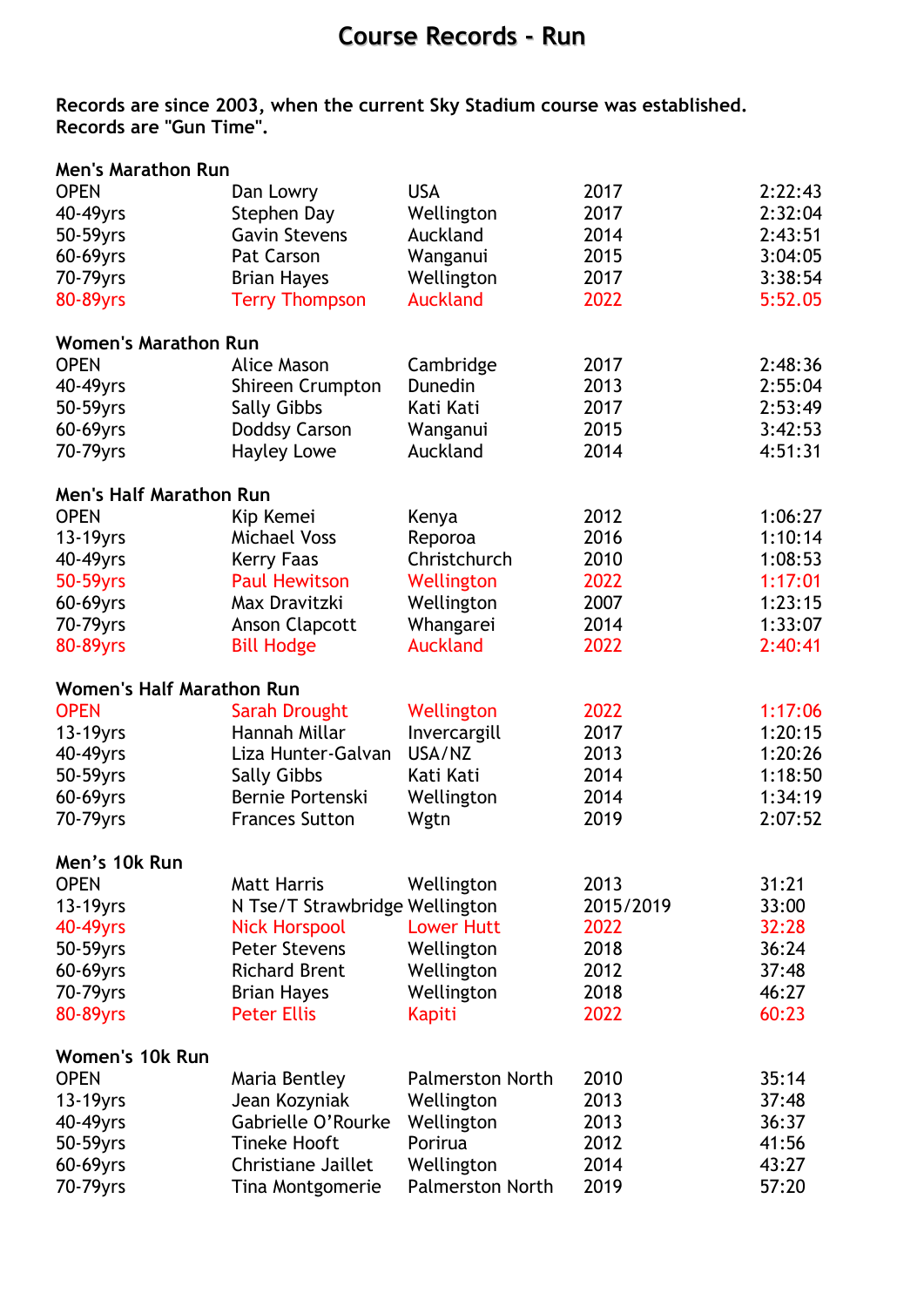# Course Records - Run

**Records are since 2003, when the current Sky Stadium course was established.**
**Records are "Gun Time".**

### Men's Marathon Run

| | | | | |
|---|---|---|---|---|
| OPEN | Dan Lowry | USA | 2017 | 2:22:43 |
| 40-49yrs | Stephen Day | Wellington | 2017 | 2:32:04 |
| 50-59yrs | Gavin Stevens | Auckland | 2014 | 2:43:51 |
| 60-69yrs | Pat Carson | Wanganui | 2015 | 3:04:05 |
| 70-79yrs | Brian Hayes | Wellington | 2017 | 3:38:54 |
| 80-89yrs | Terry Thompson | Auckland | 2022 | 5:52.05 |

### Women's Marathon Run

| | | | | |
|---|---|---|---|---|
| OPEN | Alice Mason | Cambridge | 2017 | 2:48:36 |
| 40-49yrs | Shireen Crumpton | Dunedin | 2013 | 2:55:04 |
| 50-59yrs | Sally Gibbs | Kati Kati | 2017 | 2:53:49 |
| 60-69yrs | Doddsy Carson | Wanganui | 2015 | 3:42:53 |
| 70-79yrs | Hayley Lowe | Auckland | 2014 | 4:51:31 |

### Men's Half Marathon Run

| | | | | |
|---|---|---|---|---|
| OPEN | Kip Kemei | Kenya | 2012 | 1:06:27 |
| 13-19yrs | Michael Voss | Reporoa | 2016 | 1:10:14 |
| 40-49yrs | Kerry Faas | Christchurch | 2010 | 1:08:53 |
| 50-59yrs | Paul Hewitson | Wellington | 2022 | 1:17:01 |
| 60-69yrs | Max Dravitzki | Wellington | 2007 | 1:23:15 |
| 70-79yrs | Anson Clapcott | Whangarei | 2014 | 1:33:07 |
| 80-89yrs | Bill Hodge | Auckland | 2022 | 2:40:41 |

### Women's Half Marathon Run

| | | | | |
|---|---|---|---|---|
| OPEN | Sarah Drought | Wellington | 2022 | 1:17:06 |
| 13-19yrs | Hannah Millar | Invercargill | 2017 | 1:20:15 |
| 40-49yrs | Liza Hunter-Galvan | USA/NZ | 2013 | 1:20:26 |
| 50-59yrs | Sally Gibbs | Kati Kati | 2014 | 1:18:50 |
| 60-69yrs | Bernie Portenski | Wellington | 2014 | 1:34:19 |
| 70-79yrs | Frances Sutton | Wgtn | 2019 | 2:07:52 |

### Men's 10k Run

| | | | | |
|---|---|---|---|---|
| OPEN | Matt Harris | Wellington | 2013 | 31:21 |
| 13-19yrs | N Tse/T Strawbridge | Wellington | 2015/2019 | 33:00 |
| 40-49yrs | Nick Horspool | Lower Hutt | 2022 | 32:28 |
| 50-59yrs | Peter Stevens | Wellington | 2018 | 36:24 |
| 60-69yrs | Richard Brent | Wellington | 2012 | 37:48 |
| 70-79yrs | Brian Hayes | Wellington | 2018 | 46:27 |
| 80-89yrs | Peter Ellis | Kapiti | 2022 | 60:23 |

### Women's 10k Run

| | | | | |
|---|---|---|---|---|
| OPEN | Maria Bentley | Palmerston North | 2010 | 35:14 |
| 13-19yrs | Jean Kozyniak | Wellington | 2013 | 37:48 |
| 40-49yrs | Gabrielle O'Rourke | Wellington | 2013 | 36:37 |
| 50-59yrs | Tineke Hooft | Porirua | 2012 | 41:56 |
| 60-69yrs | Christiane Jaillet | Wellington | 2014 | 43:27 |
| 70-79yrs | Tina Montgomerie | Palmerston North | 2019 | 57:20 |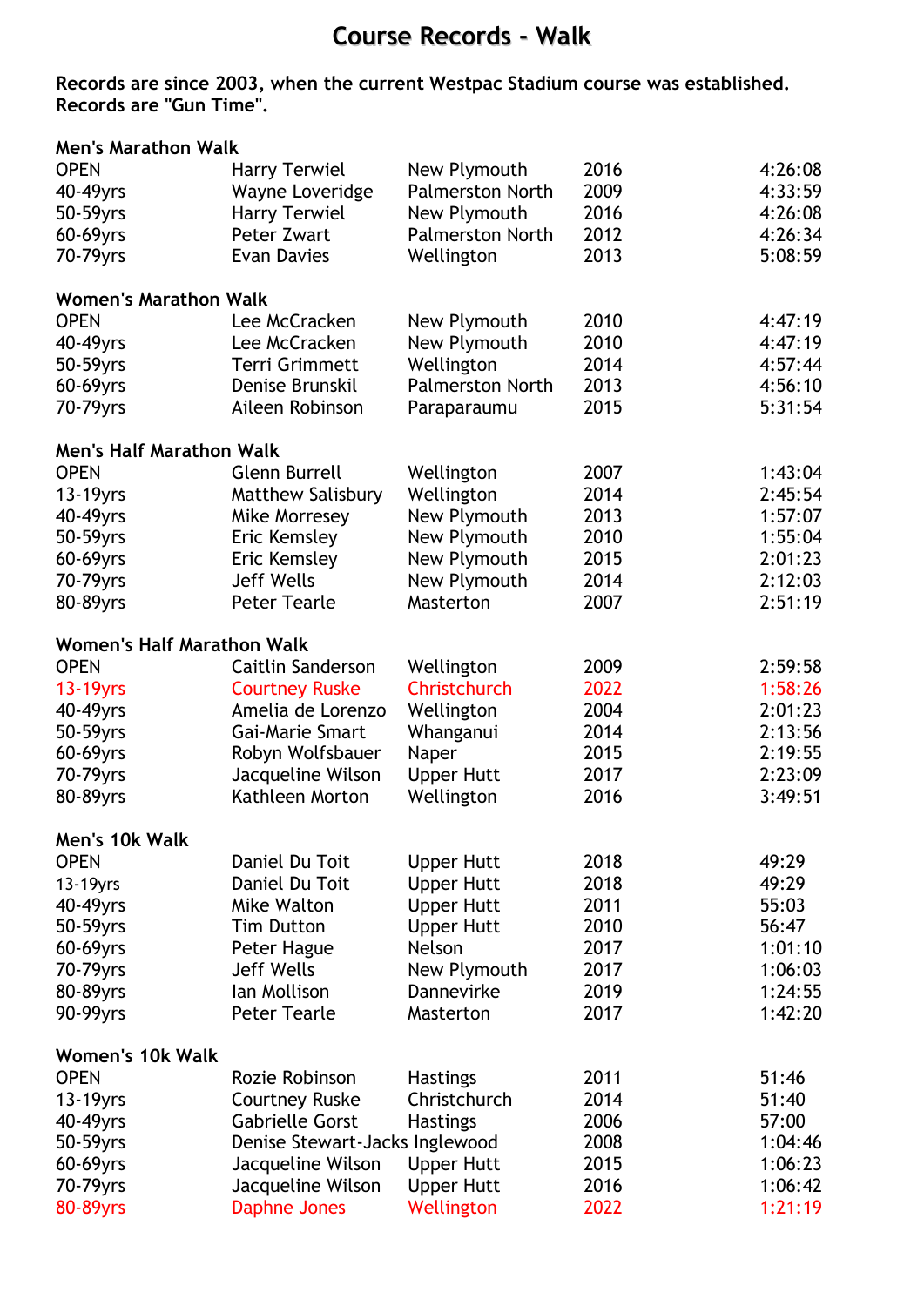# Course Records - Walk

**Records are since 2003, when the current Westpac Stadium course was established.**
**Records are "Gun Time".**

### Men's Marathon Walk

| | | | | |
|---|---|---|---|---|
| OPEN | Harry Terwiel | New Plymouth | 2016 | 4:26:08 |
| 40-49yrs | Wayne Loveridge | Palmerston North | 2009 | 4:33:59 |
| 50-59yrs | Harry Terwiel | New Plymouth | 2016 | 4:26:08 |
| 60-69yrs | Peter Zwart | Palmerston North | 2012 | 4:26:34 |
| 70-79yrs | Evan Davies | Wellington | 2013 | 5:08:59 |

### Women's Marathon Walk

| | | | | |
|---|---|---|---|---|
| OPEN | Lee McCracken | New Plymouth | 2010 | 4:47:19 |
| 40-49yrs | Lee McCracken | New Plymouth | 2010 | 4:47:19 |
| 50-59yrs | Terri Grimmett | Wellington | 2014 | 4:57:44 |
| 60-69yrs | Denise Brunskil | Palmerston North | 2013 | 4:56:10 |
| 70-79yrs | Aileen Robinson | Paraparaumu | 2015 | 5:31:54 |

### Men's Half Marathon Walk

| | | | | |
|---|---|---|---|---|
| OPEN | Glenn Burrell | Wellington | 2007 | 1:43:04 |
| 13-19yrs | Matthew Salisbury | Wellington | 2014 | 2:45:54 |
| 40-49yrs | Mike Morresey | New Plymouth | 2013 | 1:57:07 |
| 50-59yrs | Eric Kemsley | New Plymouth | 2010 | 1:55:04 |
| 60-69yrs | Eric Kemsley | New Plymouth | 2015 | 2:01:23 |
| 70-79yrs | Jeff Wells | New Plymouth | 2014 | 2:12:03 |
| 80-89yrs | Peter Tearle | Masterton | 2007 | 2:51:19 |

### Women's Half Marathon Walk

| | | | | |
|---|---|---|---|---|
| OPEN | Caitlin Sanderson | Wellington | 2009 | 2:59:58 |
| 13-19yrs | Courtney Ruske | Christchurch | 2022 | 1:58:26 |
| 40-49yrs | Amelia de Lorenzo | Wellington | 2004 | 2:01:23 |
| 50-59yrs | Gai-Marie Smart | Whanganui | 2014 | 2:13:56 |
| 60-69yrs | Robyn Wolfsbauer | Naper | 2015 | 2:19:55 |
| 70-79yrs | Jacqueline Wilson | Upper Hutt | 2017 | 2:23:09 |
| 80-89yrs | Kathleen Morton | Wellington | 2016 | 3:49:51 |

### Men's 10k Walk

| | | | | |
|---|---|---|---|---|
| OPEN | Daniel Du Toit | Upper Hutt | 2018 | 49:29 |
| 13-19yrs | Daniel Du Toit | Upper Hutt | 2018 | 49:29 |
| 40-49yrs | Mike Walton | Upper Hutt | 2011 | 55:03 |
| 50-59yrs | Tim Dutton | Upper Hutt | 2010 | 56:47 |
| 60-69yrs | Peter Hague | Nelson | 2017 | 1:01:10 |
| 70-79yrs | Jeff Wells | New Plymouth | 2017 | 1:06:03 |
| 80-89yrs | Ian Mollison | Dannevirke | 2019 | 1:24:55 |
| 90-99yrs | Peter Tearle | Masterton | 2017 | 1:42:20 |

### Women's 10k Walk

| | | | | |
|---|---|---|---|---|
| OPEN | Rozie Robinson | Hastings | 2011 | 51:46 |
| 13-19yrs | Courtney Ruske | Christchurch | 2014 | 51:40 |
| 40-49yrs | Gabrielle Gorst | Hastings | 2006 | 57:00 |
| 50-59yrs | Denise Stewart-Jacks | Inglewood | 2008 | 1:04:46 |
| 60-69yrs | Jacqueline Wilson | Upper Hutt | 2015 | 1:06:23 |
| 70-79yrs | Jacqueline Wilson | Upper Hutt | 2016 | 1:06:42 |
| 80-89yrs | Daphne Jones | Wellington | 2022 | 1:21:19 |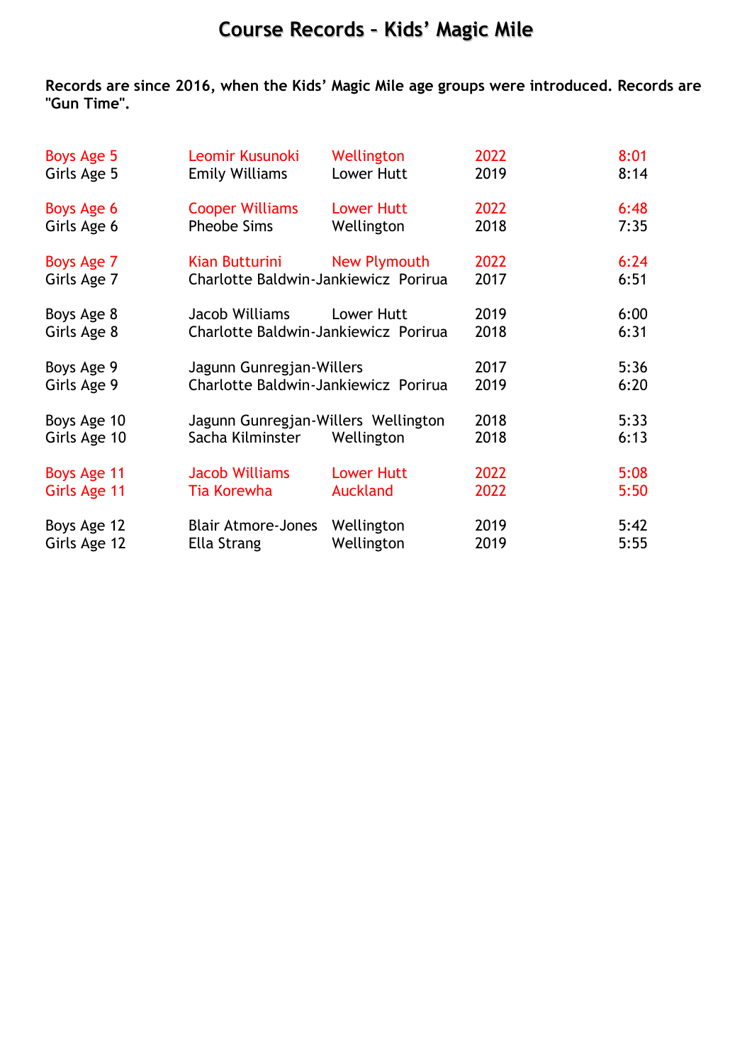# Course Records – Kids' Magic Mile

**Records are since 2016, when the Kids' Magic Mile age groups were introduced. Records are "Gun Time".**

| | | | | |
|---|---|---|---|---|
| Boys Age 5 | Leomir Kusunoki | Wellington | 2022 | 8:01 |
| Girls Age 5 | Emily Williams | Lower Hutt | 2019 | 8:14 |
| Boys Age 6 | Cooper Williams | Lower Hutt | 2022 | 6:48 |
| Girls Age 6 | Pheobe Sims | Wellington | 2018 | 7:35 |
| Boys Age 7 | Kian Butturini | New Plymouth | 2022 | 6:24 |
| Girls Age 7 | Charlotte Baldwin-Jankiewicz | Porirua | 2017 | 6:51 |
| Boys Age 8 | Jacob Williams | Lower Hutt | 2019 | 6:00 |
| Girls Age 8 | Charlotte Baldwin-Jankiewicz | Porirua | 2018 | 6:31 |
| Boys Age 9 | Jagunn Gunregjan-Willers | | 2017 | 5:36 |
| Girls Age 9 | Charlotte Baldwin-Jankiewicz | Porirua | 2019 | 6:20 |
| Boys Age 10 | Jagunn Gunregjan-Willers | Wellington | 2018 | 5:33 |
| Girls Age 10 | Sacha Kilminster | Wellington | 2018 | 6:13 |
| Boys Age 11 | Jacob Williams | Lower Hutt | 2022 | 5:08 |
| Girls Age 11 | Tia Korewha | Auckland | 2022 | 5:50 |
| Boys Age 12 | Blair Atmore-Jones | Wellington | 2019 | 5:42 |
| Girls Age 12 | Ella Strang | Wellington | 2019 | 5:55 |